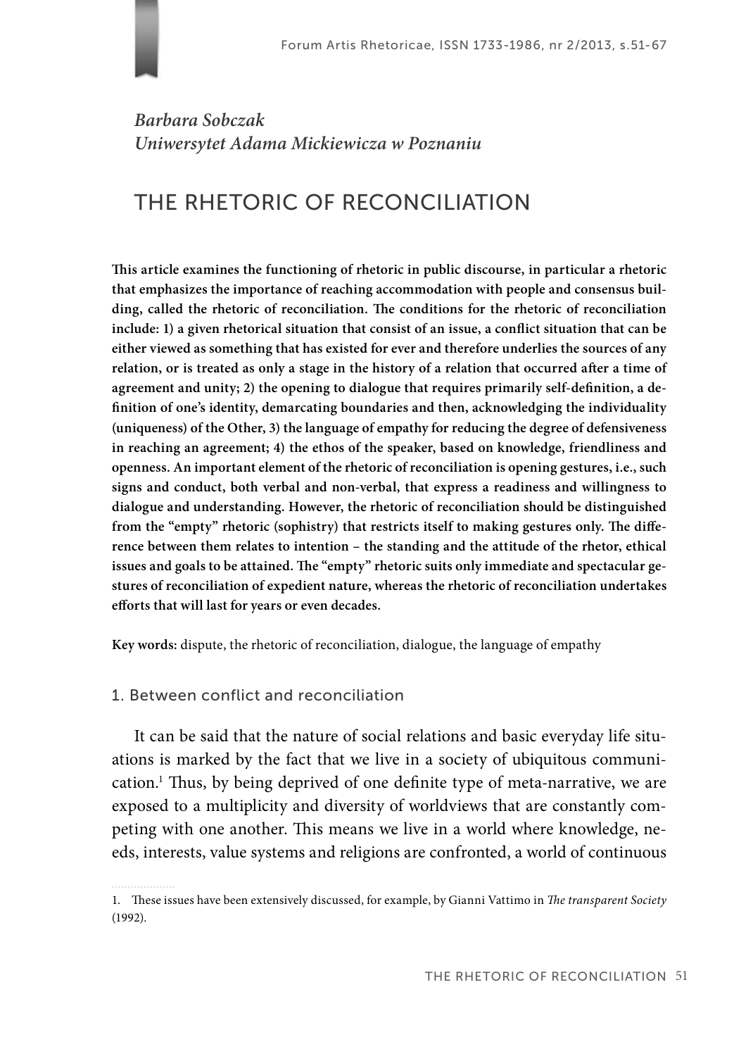*Barbara Sobczak*
*Uniwersytet Adama Mickiewicza w Poznaniu*

# THE RHETORIC OF RECONCILIATION

**This article examines the functioning of rhetoric in public discourse, in particular a rhetoric that emphasizes the importance of reaching accommodation with people and consensus building, called the rhetoric of reconciliation. The conditions for the rhetoric of reconciliation include: 1) a given rhetorical situation that consist of an issue, a conflict situation that can be either viewed as something that has existed for ever and therefore underlies the sources of any relation, or is treated as only a stage in the history of a relation that occurred after a time of agreement and unity; 2) the opening to dialogue that requires primarily self-definition, a definition of one's identity, demarcating boundaries and then, acknowledging the individuality (uniqueness) of the Other, 3) the language of empathy for reducing the degree of defensiveness in reaching an agreement; 4) the ethos of the speaker, based on knowledge, friendliness and openness. An important element of the rhetoric of reconciliation is opening gestures, i.e., such signs and conduct, both verbal and non-verbal, that express a readiness and willingness to dialogue and understanding. However, the rhetoric of reconciliation should be distinguished from the "empty" rhetoric (sophistry) that restricts itself to making gestures only. The difference between them relates to intention – the standing and the attitude of the rhetor, ethical issues and goals to be attained. The "empty" rhetoric suits only immediate and spectacular gestures of reconciliation of expedient nature, whereas the rhetoric of reconciliation undertakes efforts that will last for years or even decades.**

**Key words:** dispute, the rhetoric of reconciliation, dialogue, the language of empathy

## 1. Between conflict and reconciliation

It can be said that the nature of social relations and basic everyday life situations is marked by the fact that we live in a society of ubiquitous communication.[1] Thus, by being deprived of one definite type of meta-narrative, we are exposed to a multiplicity and diversity of worldviews that are constantly competing with one another. This means we live in a world where knowledge, needs, interests, value systems and religions are confronted, a world of continuous

1. These issues have been extensively discussed, for example, by Gianni Vattimo in *The transparent Society* (1992).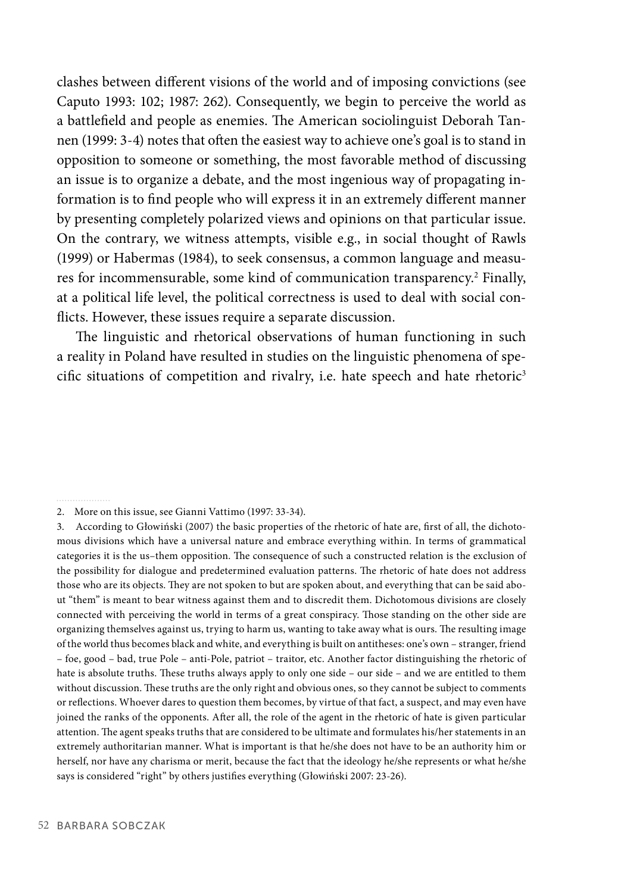clashes between different visions of the world and of imposing convictions (see Caputo 1993: 102; 1987: 262). Consequently, we begin to perceive the world as a battlefield and people as enemies. The American sociolinguist Deborah Tannen (1999: 3-4) notes that often the easiest way to achieve one's goal is to stand in opposition to someone or something, the most favorable method of discussing an issue is to organize a debate, and the most ingenious way of propagating information is to find people who will express it in an extremely different manner by presenting completely polarized views and opinions on that particular issue. On the contrary, we witness attempts, visible e.g., in social thought of Rawls (1999) or Habermas (1984), to seek consensus, a common language and measures for incommensurable, some kind of communication transparency.[2] Finally, at a political life level, the political correctness is used to deal with social conflicts. However, these issues require a separate discussion.

The linguistic and rhetorical observations of human functioning in such a reality in Poland have resulted in studies on the linguistic phenomena of specific situations of competition and rivalry, i.e. hate speech and hate rhetoric[3]

2. More on this issue, see Gianni Vattimo (1997: 33-34).

3. According to Głowiński (2007) the basic properties of the rhetoric of hate are, first of all, the dichotomous divisions which have a universal nature and embrace everything within. In terms of grammatical categories it is the us–them opposition. The consequence of such a constructed relation is the exclusion of the possibility for dialogue and predetermined evaluation patterns. The rhetoric of hate does not address those who are its objects. They are not spoken to but are spoken about, and everything that can be said about "them" is meant to bear witness against them and to discredit them. Dichotomous divisions are closely connected with perceiving the world in terms of a great conspiracy. Those standing on the other side are organizing themselves against us, trying to harm us, wanting to take away what is ours. The resulting image of the world thus becomes black and white, and everything is built on antitheses: one's own – stranger, friend – foe, good – bad, true Pole – anti-Pole, patriot – traitor, etc. Another factor distinguishing the rhetoric of hate is absolute truths. These truths always apply to only one side – our side – and we are entitled to them without discussion. These truths are the only right and obvious ones, so they cannot be subject to comments or reflections. Whoever dares to question them becomes, by virtue of that fact, a suspect, and may even have joined the ranks of the opponents. After all, the role of the agent in the rhetoric of hate is given particular attention. The agent speaks truths that are considered to be ultimate and formulates his/her statements in an extremely authoritarian manner. What is important is that he/she does not have to be an authority him or herself, nor have any charisma or merit, because the fact that the ideology he/she represents or what he/she says is considered "right" by others justifies everything (Głowiński 2007: 23-26).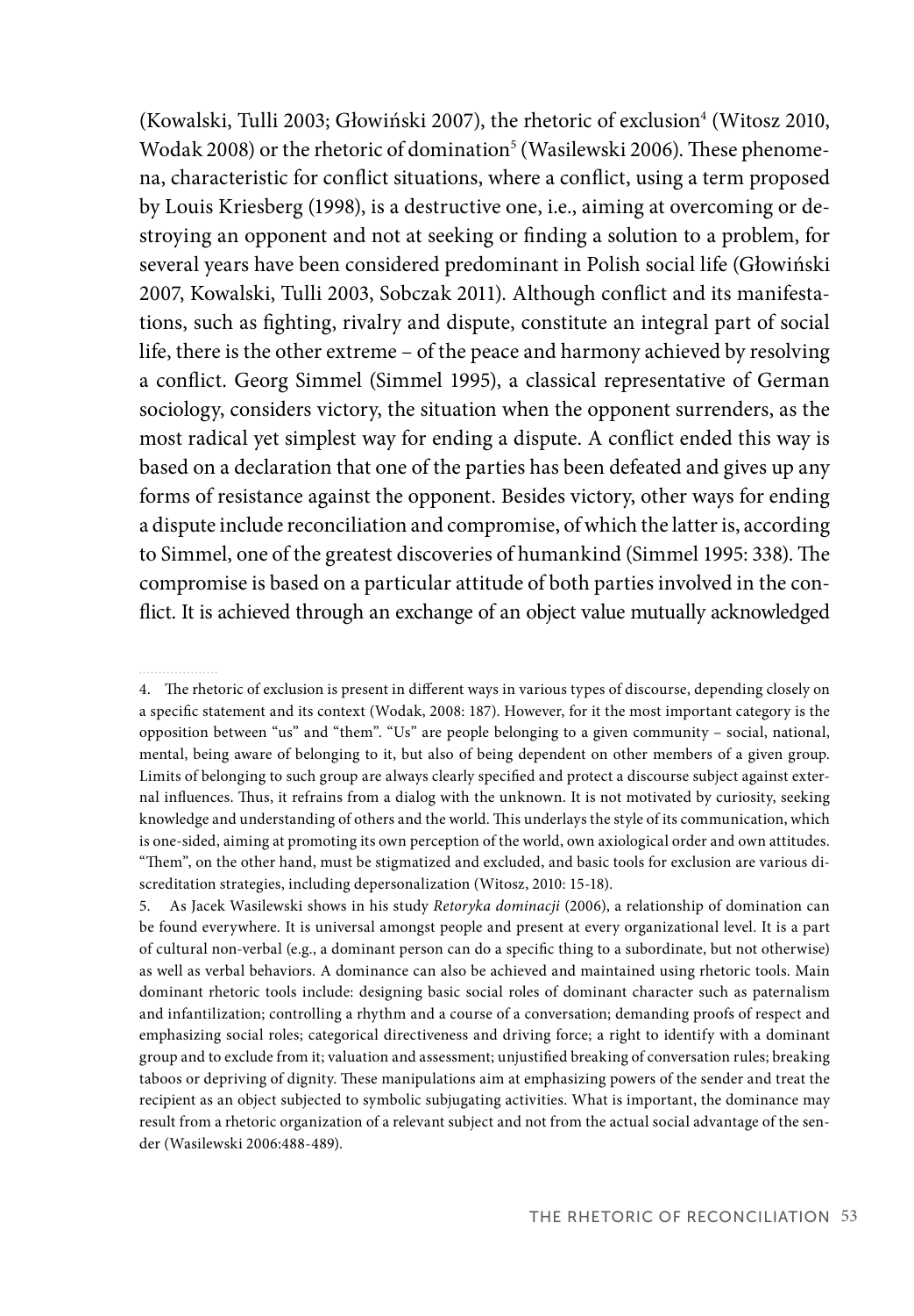(Kowalski, Tulli 2003; Głowiński 2007), the rhetoric of exclusion[4] (Witosz 2010, Wodak 2008) or the rhetoric of domination[5] (Wasilewski 2006). These phenomena, characteristic for conflict situations, where a conflict, using a term proposed by Louis Kriesberg (1998), is a destructive one, i.e., aiming at overcoming or destroying an opponent and not at seeking or finding a solution to a problem, for several years have been considered predominant in Polish social life (Głowiński 2007, Kowalski, Tulli 2003, Sobczak 2011). Although conflict and its manifestations, such as fighting, rivalry and dispute, constitute an integral part of social life, there is the other extreme – of the peace and harmony achieved by resolving a conflict. Georg Simmel (Simmel 1995), a classical representative of German sociology, considers victory, the situation when the opponent surrenders, as the most radical yet simplest way for ending a dispute. A conflict ended this way is based on a declaration that one of the parties has been defeated and gives up any forms of resistance against the opponent. Besides victory, other ways for ending a dispute include reconciliation and compromise, of which the latter is, according to Simmel, one of the greatest discoveries of humankind (Simmel 1995: 338). The compromise is based on a particular attitude of both parties involved in the conflict. It is achieved through an exchange of an object value mutually acknowledged

---

4. The rhetoric of exclusion is present in different ways in various types of discourse, depending closely on a specific statement and its context (Wodak, 2008: 187). However, for it the most important category is the opposition between "us" and "them". "Us" are people belonging to a given community – social, national, mental, being aware of belonging to it, but also of being dependent on other members of a given group. Limits of belonging to such group are always clearly specified and protect a discourse subject against external influences. Thus, it refrains from a dialog with the unknown. It is not motivated by curiosity, seeking knowledge and understanding of others and the world. This underlays the style of its communication, which is one-sided, aiming at promoting its own perception of the world, own axiological order and own attitudes. "Them", on the other hand, must be stigmatized and excluded, and basic tools for exclusion are various discreditation strategies, including depersonalization (Witosz, 2010: 15-18).

5. As Jacek Wasilewski shows in his study *Retoryka dominacji* (2006), a relationship of domination can be found everywhere. It is universal amongst people and present at every organizational level. It is a part of cultural non-verbal (e.g., a dominant person can do a specific thing to a subordinate, but not otherwise) as well as verbal behaviors. A dominance can also be achieved and maintained using rhetoric tools. Main dominant rhetoric tools include: designing basic social roles of dominant character such as paternalism and infantilization; controlling a rhythm and a course of a conversation; demanding proofs of respect and emphasizing social roles; categorical directiveness and driving force; a right to identify with a dominant group and to exclude from it; valuation and assessment; unjustified breaking of conversation rules; breaking taboos or depriving of dignity. These manipulations aim at emphasizing powers of the sender and treat the recipient as an object subjected to symbolic subjugating activities. What is important, the dominance may result from a rhetoric organization of a relevant subject and not from the actual social advantage of the sender (Wasilewski 2006:488-489).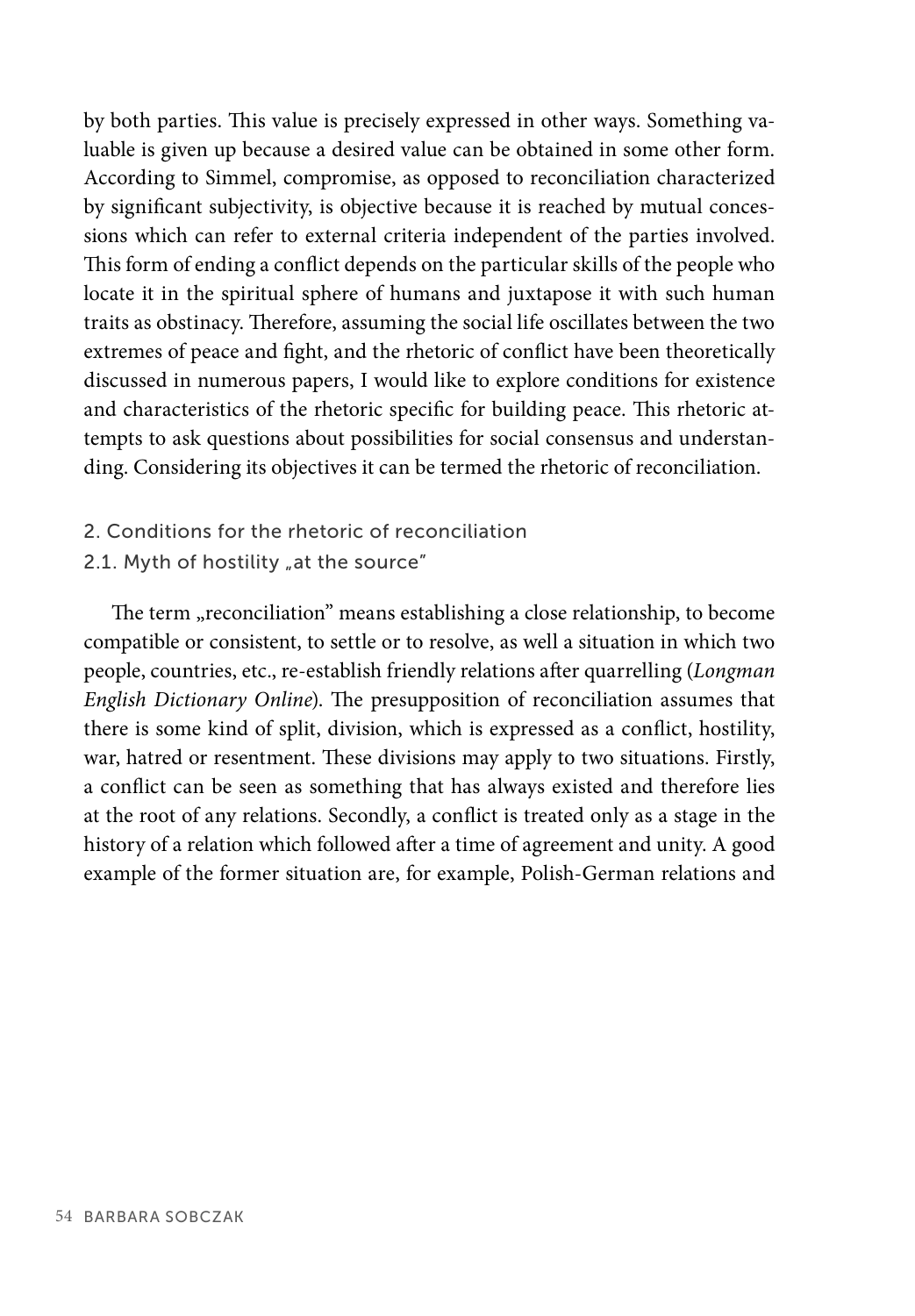by both parties. This value is precisely expressed in other ways. Something valuable is given up because a desired value can be obtained in some other form. According to Simmel, compromise, as opposed to reconciliation characterized by significant subjectivity, is objective because it is reached by mutual concessions which can refer to external criteria independent of the parties involved. This form of ending a conflict depends on the particular skills of the people who locate it in the spiritual sphere of humans and juxtapose it with such human traits as obstinacy. Therefore, assuming the social life oscillates between the two extremes of peace and fight, and the rhetoric of conflict have been theoretically discussed in numerous papers, I would like to explore conditions for existence and characteristics of the rhetoric specific for building peace. This rhetoric attempts to ask questions about possibilities for social consensus and understanding. Considering its objectives it can be termed the rhetoric of reconciliation.

## 2. Conditions for the rhetoric of reconciliation

### 2.1. Myth of hostility „at the source"

The term „reconciliation" means establishing a close relationship, to become compatible or consistent, to settle or to resolve, as well a situation in which two people, countries, etc., re-establish friendly relations after quarrelling (*Longman English Dictionary Online*). The presupposition of reconciliation assumes that there is some kind of split, division, which is expressed as a conflict, hostility, war, hatred or resentment. These divisions may apply to two situations. Firstly, a conflict can be seen as something that has always existed and therefore lies at the root of any relations. Secondly, a conflict is treated only as a stage in the history of a relation which followed after a time of agreement and unity. A good example of the former situation are, for example, Polish-German relations and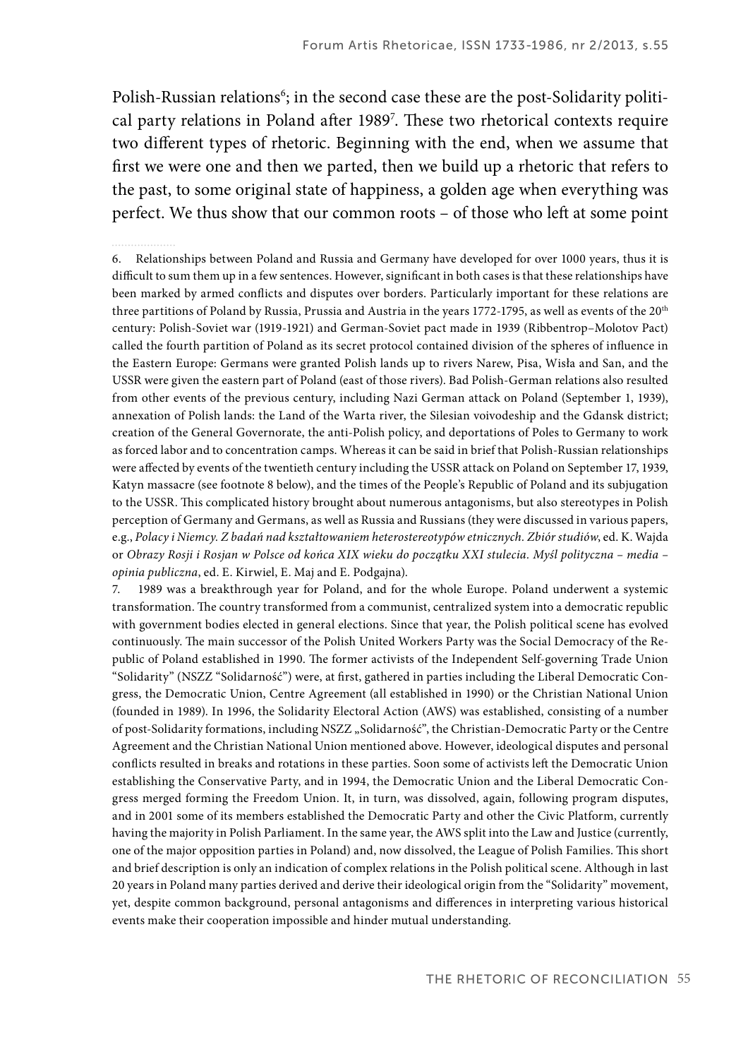Polish-Russian relations[6]; in the second case these are the post-Solidarity political party relations in Poland after 1989[7]. These two rhetorical contexts require two different types of rhetoric. Beginning with the end, when we assume that first we were one and then we parted, then we build up a rhetoric that refers to the past, to some original state of happiness, a golden age when everything was perfect. We thus show that our common roots – of those who left at some point

6. Relationships between Poland and Russia and Germany have developed for over 1000 years, thus it is difficult to sum them up in a few sentences. However, significant in both cases is that these relationships have been marked by armed conflicts and disputes over borders. Particularly important for these relations are three partitions of Poland by Russia, Prussia and Austria in the years 1772-1795, as well as events of the 20th century: Polish-Soviet war (1919-1921) and German-Soviet pact made in 1939 (Ribbentrop–Molotov Pact) called the fourth partition of Poland as its secret protocol contained division of the spheres of influence in the Eastern Europe: Germans were granted Polish lands up to rivers Narew, Pisa, Wisła and San, and the USSR were given the eastern part of Poland (east of those rivers). Bad Polish-German relations also resulted from other events of the previous century, including Nazi German attack on Poland (September 1, 1939), annexation of Polish lands: the Land of the Warta river, the Silesian voivodeship and the Gdansk district; creation of the General Governorate, the anti-Polish policy, and deportations of Poles to Germany to work as forced labor and to concentration camps. Whereas it can be said in brief that Polish-Russian relationships were affected by events of the twentieth century including the USSR attack on Poland on September 17, 1939, Katyn massacre (see footnote 8 below), and the times of the People's Republic of Poland and its subjugation to the USSR. This complicated history brought about numerous antagonisms, but also stereotypes in Polish perception of Germany and Germans, as well as Russia and Russians (they were discussed in various papers, e.g., *Polacy i Niemcy. Z badań nad kształtowaniem heterostereotypów etnicznych. Zbiór studiów*, ed. K. Wajda or *Obrazy Rosji i Rosjan w Polsce od końca XIX wieku do początku XXI stulecia. Myśl polityczna – media – opinia publiczna*, ed. E. Kirwiel, E. Maj and E. Podgajna).

7. 1989 was a breakthrough year for Poland, and for the whole Europe. Poland underwent a systemic transformation. The country transformed from a communist, centralized system into a democratic republic with government bodies elected in general elections. Since that year, the Polish political scene has evolved continuously. The main successor of the Polish United Workers Party was the Social Democracy of the Republic of Poland established in 1990. The former activists of the Independent Self-governing Trade Union "Solidarity" (NSZZ "Solidarność") were, at first, gathered in parties including the Liberal Democratic Congress, the Democratic Union, Centre Agreement (all established in 1990) or the Christian National Union (founded in 1989). In 1996, the Solidarity Electoral Action (AWS) was established, consisting of a number of post-Solidarity formations, including NSZZ „Solidarność", the Christian-Democratic Party or the Centre Agreement and the Christian National Union mentioned above. However, ideological disputes and personal conflicts resulted in breaks and rotations in these parties. Soon some of activists left the Democratic Union establishing the Conservative Party, and in 1994, the Democratic Union and the Liberal Democratic Congress merged forming the Freedom Union. It, in turn, was dissolved, again, following program disputes, and in 2001 some of its members established the Democratic Party and other the Civic Platform, currently having the majority in Polish Parliament. In the same year, the AWS split into the Law and Justice (currently, one of the major opposition parties in Poland) and, now dissolved, the League of Polish Families. This short and brief description is only an indication of complex relations in the Polish political scene. Although in last 20 years in Poland many parties derived and derive their ideological origin from the "Solidarity" movement, yet, despite common background, personal antagonisms and differences in interpreting various historical events make their cooperation impossible and hinder mutual understanding.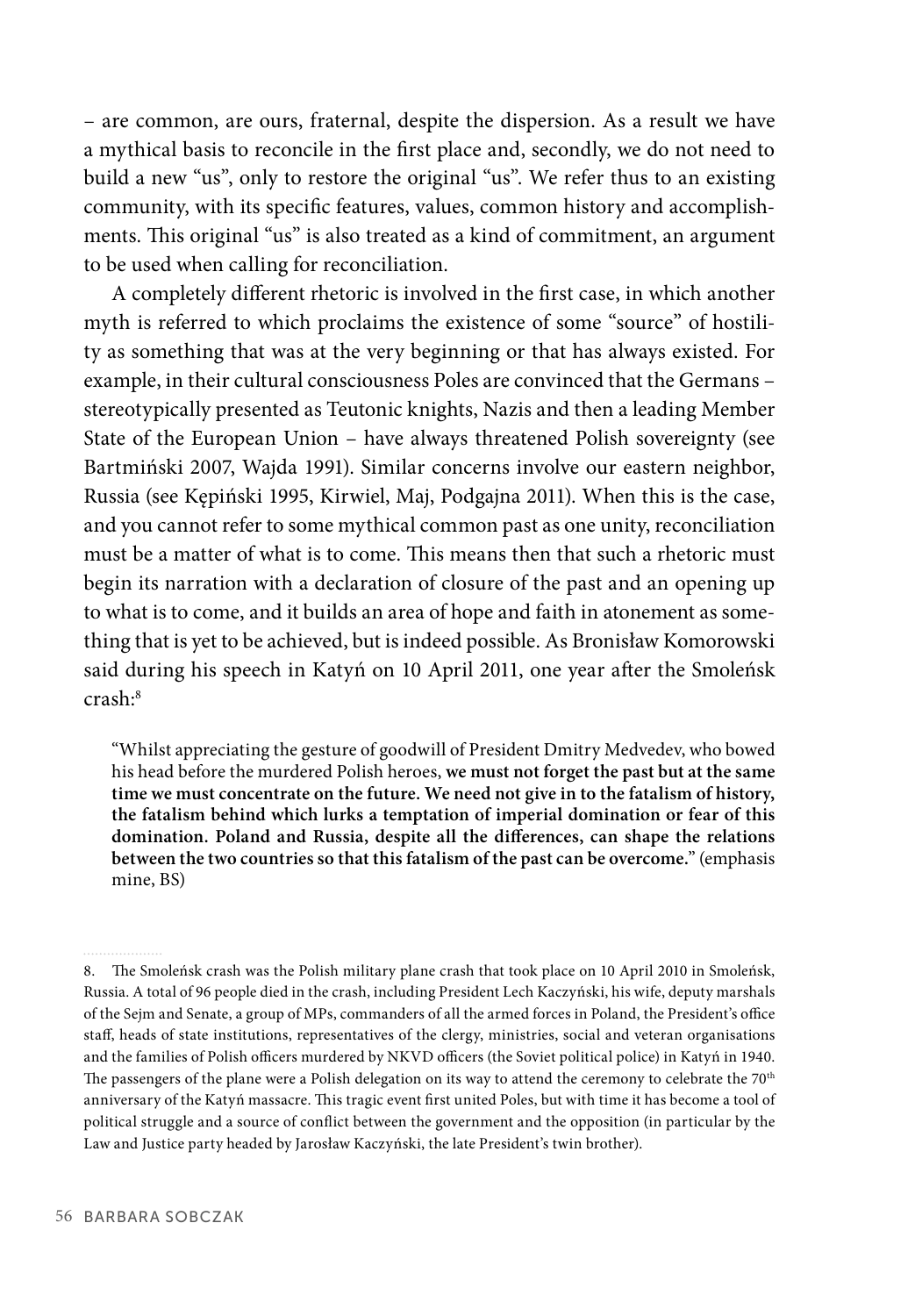– are common, are ours, fraternal, despite the dispersion. As a result we have a mythical basis to reconcile in the first place and, secondly, we do not need to build a new "us", only to restore the original "us". We refer thus to an existing community, with its specific features, values, common history and accomplishments. This original "us" is also treated as a kind of commitment, an argument to be used when calling for reconciliation.

A completely different rhetoric is involved in the first case, in which another myth is referred to which proclaims the existence of some "source" of hostility as something that was at the very beginning or that has always existed. For example, in their cultural consciousness Poles are convinced that the Germans – stereotypically presented as Teutonic knights, Nazis and then a leading Member State of the European Union – have always threatened Polish sovereignty (see Bartmiński 2007, Wajda 1991). Similar concerns involve our eastern neighbor, Russia (see Kępiński 1995, Kirwiel, Maj, Podgajna 2011). When this is the case, and you cannot refer to some mythical common past as one unity, reconciliation must be a matter of what is to come. This means then that such a rhetoric must begin its narration with a declaration of closure of the past and an opening up to what is to come, and it builds an area of hope and faith in atonement as something that is yet to be achieved, but is indeed possible. As Bronisław Komorowski said during his speech in Katyń on 10 April 2011, one year after the Smoleńsk crash:[8]

> "Whilst appreciating the gesture of goodwill of President Dmitry Medvedev, who bowed his head before the murdered Polish heroes, **we must not forget the past but at the same time we must concentrate on the future. We need not give in to the fatalism of history, the fatalism behind which lurks a temptation of imperial domination or fear of this domination. Poland and Russia, despite all the differences, can shape the relations between the two countries so that this fatalism of the past can be overcome.**" (emphasis mine, BS)

8. The Smoleńsk crash was the Polish military plane crash that took place on 10 April 2010 in Smoleńsk, Russia. A total of 96 people died in the crash, including President Lech Kaczyński, his wife, deputy marshals of the Sejm and Senate, a group of MPs, commanders of all the armed forces in Poland, the President's office staff, heads of state institutions, representatives of the clergy, ministries, social and veteran organisations and the families of Polish officers murdered by NKVD officers (the Soviet political police) in Katyń in 1940. The passengers of the plane were a Polish delegation on its way to attend the ceremony to celebrate the 70th anniversary of the Katyń massacre. This tragic event first united Poles, but with time it has become a tool of political struggle and a source of conflict between the government and the opposition (in particular by the Law and Justice party headed by Jarosław Kaczyński, the late President's twin brother).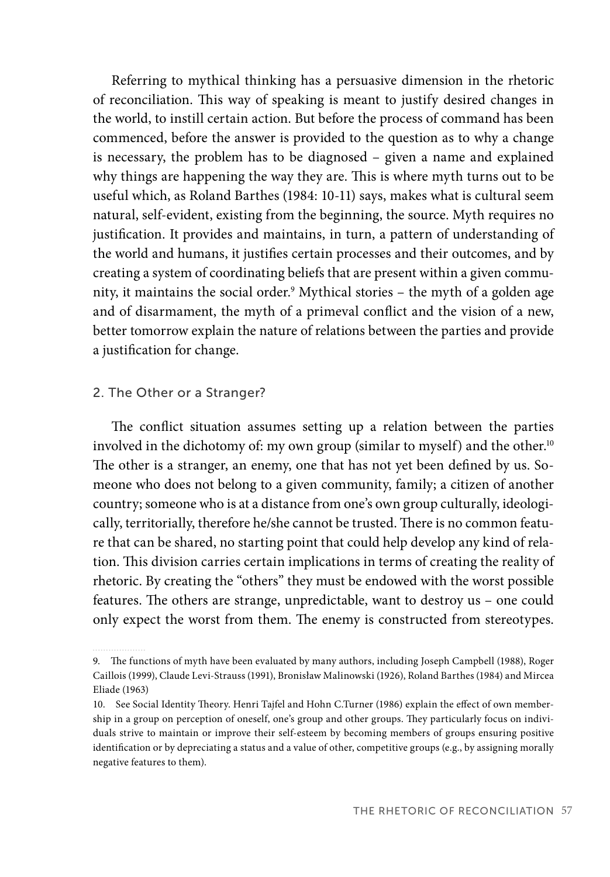Referring to mythical thinking has a persuasive dimension in the rhetoric of reconciliation. This way of speaking is meant to justify desired changes in the world, to instill certain action. But before the process of command has been commenced, before the answer is provided to the question as to why a change is necessary, the problem has to be diagnosed – given a name and explained why things are happening the way they are. This is where myth turns out to be useful which, as Roland Barthes (1984: 10-11) says, makes what is cultural seem natural, self-evident, existing from the beginning, the source. Myth requires no justification. It provides and maintains, in turn, a pattern of understanding of the world and humans, it justifies certain processes and their outcomes, and by creating a system of coordinating beliefs that are present within a given community, it maintains the social order.[9] Mythical stories – the myth of a golden age and of disarmament, the myth of a primeval conflict and the vision of a new, better tomorrow explain the nature of relations between the parties and provide a justification for change.

## 2. The Other or a Stranger?

The conflict situation assumes setting up a relation between the parties involved in the dichotomy of: my own group (similar to myself) and the other.[10] The other is a stranger, an enemy, one that has not yet been defined by us. Someone who does not belong to a given community, family; a citizen of another country; someone who is at a distance from one's own group culturally, ideologically, territorially, therefore he/she cannot be trusted. There is no common feature that can be shared, no starting point that could help develop any kind of relation. This division carries certain implications in terms of creating the reality of rhetoric. By creating the "others" they must be endowed with the worst possible features. The others are strange, unpredictable, want to destroy us – one could only expect the worst from them. The enemy is constructed from stereotypes.

9. The functions of myth have been evaluated by many authors, including Joseph Campbell (1988), Roger Caillois (1999), Claude Levi-Strauss (1991), Bronisław Malinowski (1926), Roland Barthes (1984) and Mircea Eliade (1963)

10. See Social Identity Theory. Henri Tajfel and Hohn C.Turner (1986) explain the effect of own membership in a group on perception of oneself, one's group and other groups. They particularly focus on individuals strive to maintain or improve their self-esteem by becoming members of groups ensuring positive identification or by depreciating a status and a value of other, competitive groups (e.g., by assigning morally negative features to them).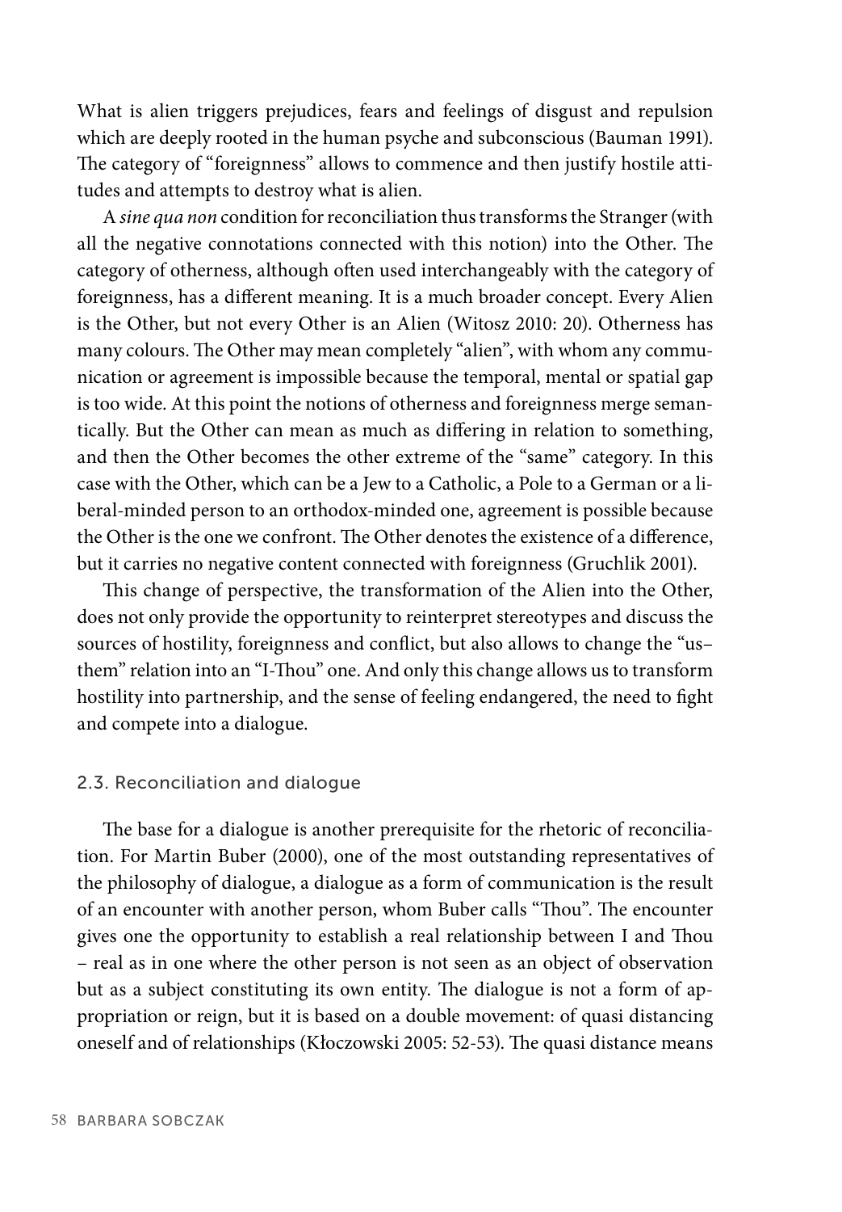What is alien triggers prejudices, fears and feelings of disgust and repulsion which are deeply rooted in the human psyche and subconscious (Bauman 1991). The category of "foreignness" allows to commence and then justify hostile attitudes and attempts to destroy what is alien.

A *sine qua non* condition for reconciliation thus transforms the Stranger (with all the negative connotations connected with this notion) into the Other. The category of otherness, although often used interchangeably with the category of foreignness, has a different meaning. It is a much broader concept. Every Alien is the Other, but not every Other is an Alien (Witosz 2010: 20). Otherness has many colours. The Other may mean completely "alien", with whom any communication or agreement is impossible because the temporal, mental or spatial gap is too wide. At this point the notions of otherness and foreignness merge semantically. But the Other can mean as much as differing in relation to something, and then the Other becomes the other extreme of the "same" category. In this case with the Other, which can be a Jew to a Catholic, a Pole to a German or a liberal-minded person to an orthodox-minded one, agreement is possible because the Other is the one we confront. The Other denotes the existence of a difference, but it carries no negative content connected with foreignness (Gruchlik 2001).

This change of perspective, the transformation of the Alien into the Other, does not only provide the opportunity to reinterpret stereotypes and discuss the sources of hostility, foreignness and conflict, but also allows to change the "us–them" relation into an "I-Thou" one. And only this change allows us to transform hostility into partnership, and the sense of feeling endangered, the need to fight and compete into a dialogue.

### 2.3. Reconciliation and dialogue

The base for a dialogue is another prerequisite for the rhetoric of reconciliation. For Martin Buber (2000), one of the most outstanding representatives of the philosophy of dialogue, a dialogue as a form of communication is the result of an encounter with another person, whom Buber calls "Thou". The encounter gives one the opportunity to establish a real relationship between I and Thou – real as in one where the other person is not seen as an object of observation but as a subject constituting its own entity. The dialogue is not a form of appropriation or reign, but it is based on a double movement: of quasi distancing oneself and of relationships (Kłoczowski 2005: 52-53). The quasi distance means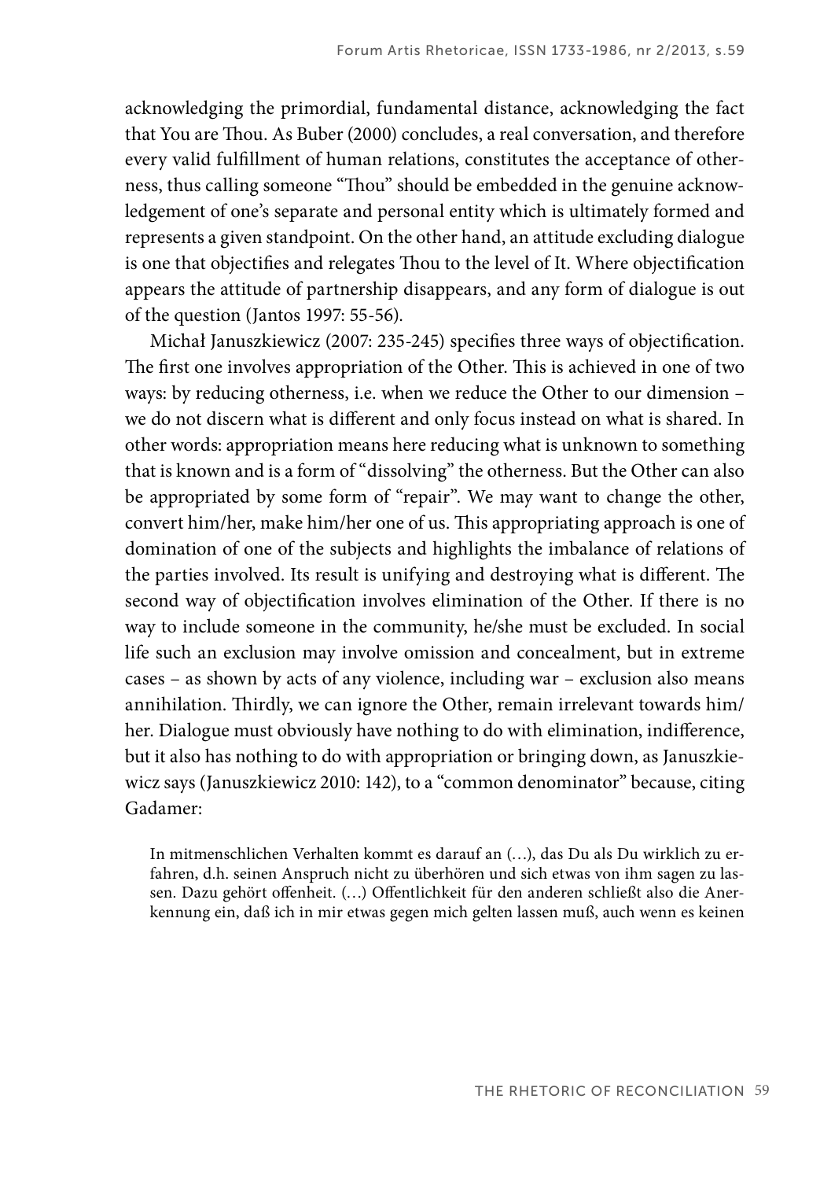acknowledging the primordial, fundamental distance, acknowledging the fact that You are Thou. As Buber (2000) concludes, a real conversation, and therefore every valid fulfillment of human relations, constitutes the acceptance of otherness, thus calling someone "Thou" should be embedded in the genuine acknowledgement of one's separate and personal entity which is ultimately formed and represents a given standpoint. On the other hand, an attitude excluding dialogue is one that objectifies and relegates Thou to the level of It. Where objectification appears the attitude of partnership disappears, and any form of dialogue is out of the question (Jantos 1997: 55-56).

Michał Januszkiewicz (2007: 235-245) specifies three ways of objectification. The first one involves appropriation of the Other. This is achieved in one of two ways: by reducing otherness, i.e. when we reduce the Other to our dimension – we do not discern what is different and only focus instead on what is shared. In other words: appropriation means here reducing what is unknown to something that is known and is a form of "dissolving" the otherness. But the Other can also be appropriated by some form of "repair". We may want to change the other, convert him/her, make him/her one of us. This appropriating approach is one of domination of one of the subjects and highlights the imbalance of relations of the parties involved. Its result is unifying and destroying what is different. The second way of objectification involves elimination of the Other. If there is no way to include someone in the community, he/she must be excluded. In social life such an exclusion may involve omission and concealment, but in extreme cases – as shown by acts of any violence, including war – exclusion also means annihilation. Thirdly, we can ignore the Other, remain irrelevant towards him/her. Dialogue must obviously have nothing to do with elimination, indifference, but it also has nothing to do with appropriation or bringing down, as Januszkiewicz says (Januszkiewicz 2010: 142), to a "common denominator" because, citing Gadamer:

> In mitmenschlichen Verhalten kommt es darauf an (…), das Du als Du wirklich zu erfahren, d.h. seinen Anspruch nicht zu überhören und sich etwas von ihm sagen zu lassen. Dazu gehört offenheit. (…) Offentlichkeit für den anderen schließt also die Anerkennung ein, daß ich in mir etwas gegen mich gelten lassen muß, auch wenn es keinen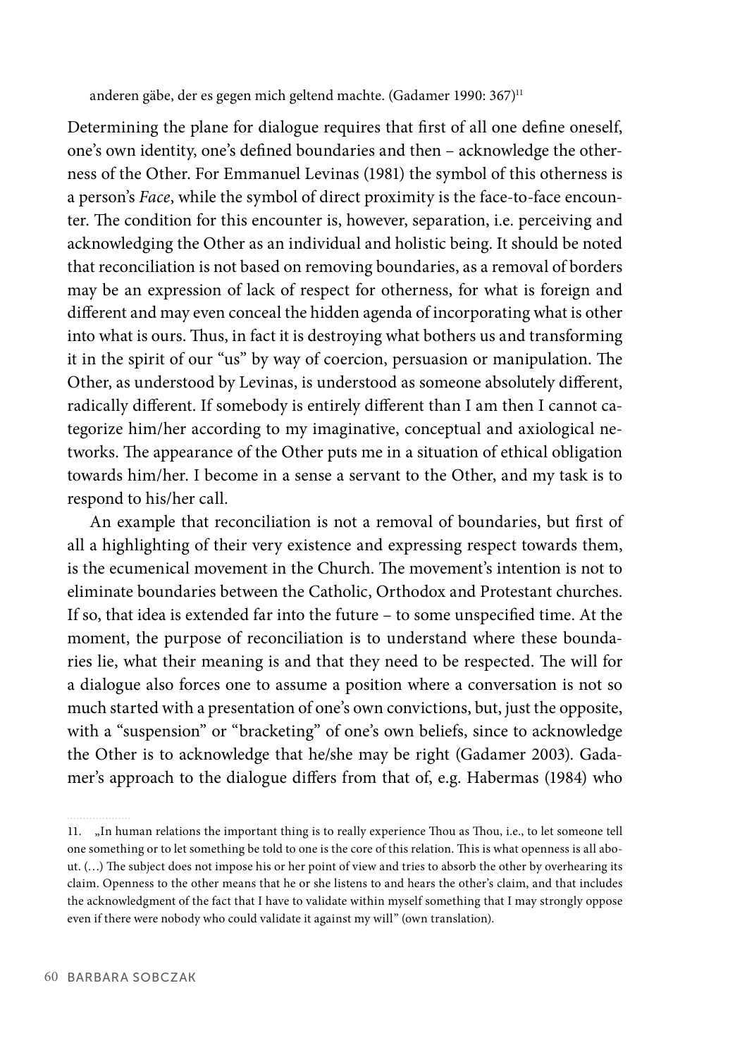anderen gäbe, der es gegen mich geltend machte. (Gadamer 1990: 367)[11]

Determining the plane for dialogue requires that first of all one define oneself, one's own identity, one's defined boundaries and then – acknowledge the otherness of the Other. For Emmanuel Levinas (1981) the symbol of this otherness is a person's *Face*, while the symbol of direct proximity is the face-to-face encounter. The condition for this encounter is, however, separation, i.e. perceiving and acknowledging the Other as an individual and holistic being. It should be noted that reconciliation is not based on removing boundaries, as a removal of borders may be an expression of lack of respect for otherness, for what is foreign and different and may even conceal the hidden agenda of incorporating what is other into what is ours. Thus, in fact it is destroying what bothers us and transforming it in the spirit of our "us" by way of coercion, persuasion or manipulation. The Other, as understood by Levinas, is understood as someone absolutely different, radically different. If somebody is entirely different than I am then I cannot categorize him/her according to my imaginative, conceptual and axiological networks. The appearance of the Other puts me in a situation of ethical obligation towards him/her. I become in a sense a servant to the Other, and my task is to respond to his/her call.

An example that reconciliation is not a removal of boundaries, but first of all a highlighting of their very existence and expressing respect towards them, is the ecumenical movement in the Church. The movement's intention is not to eliminate boundaries between the Catholic, Orthodox and Protestant churches. If so, that idea is extended far into the future – to some unspecified time. At the moment, the purpose of reconciliation is to understand where these boundaries lie, what their meaning is and that they need to be respected. The will for a dialogue also forces one to assume a position where a conversation is not so much started with a presentation of one's own convictions, but, just the opposite, with a "suspension" or "bracketing" of one's own beliefs, since to acknowledge the Other is to acknowledge that he/she may be right (Gadamer 2003). Gadamer's approach to the dialogue differs from that of, e.g. Habermas (1984) who

---

11. „In human relations the important thing is to really experience Thou as Thou, i.e., to let someone tell one something or to let something be told to one is the core of this relation. This is what openness is all about. (…) The subject does not impose his or her point of view and tries to absorb the other by overhearing its claim. Openness to the other means that he or she listens to and hears the other's claim, and that includes the acknowledgment of the fact that I have to validate within myself something that I may strongly oppose even if there were nobody who could validate it against my will" (own translation).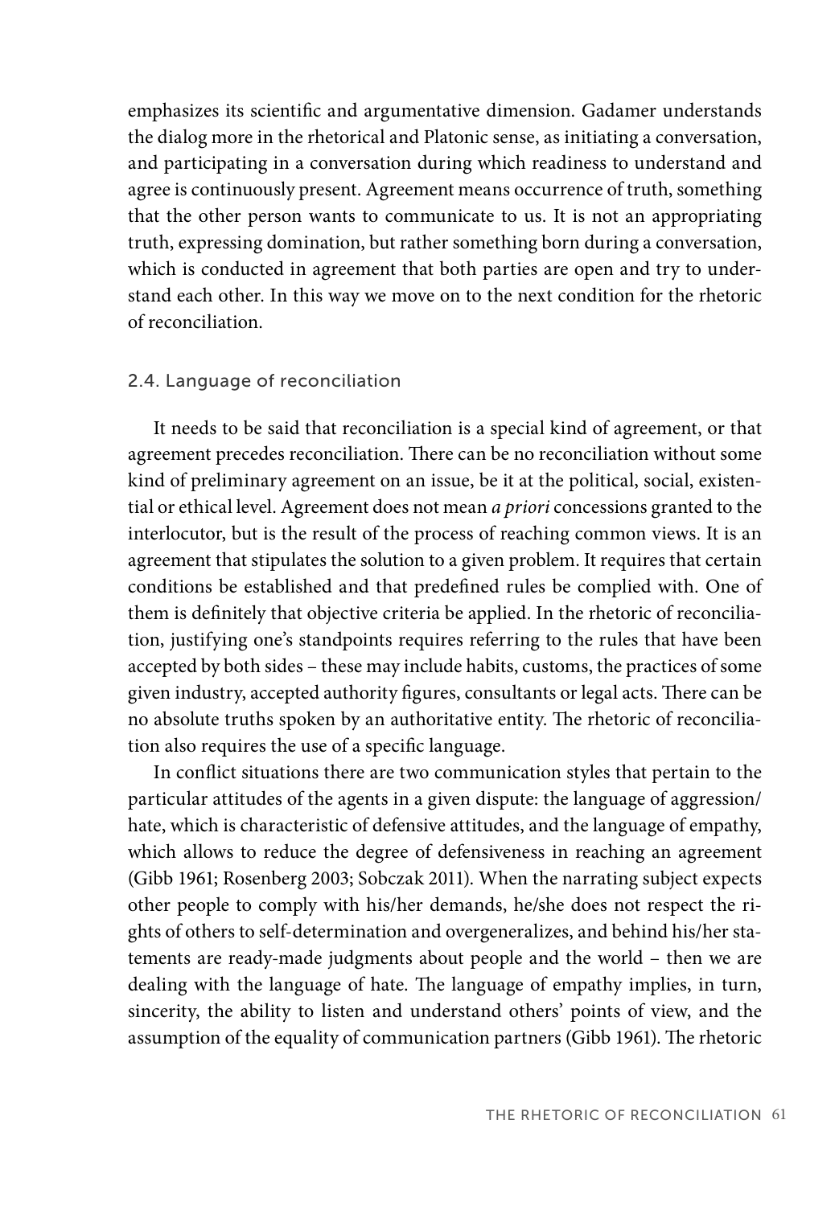emphasizes its scientific and argumentative dimension. Gadamer understands the dialog more in the rhetorical and Platonic sense, as initiating a conversation, and participating in a conversation during which readiness to understand and agree is continuously present. Agreement means occurrence of truth, something that the other person wants to communicate to us. It is not an appropriating truth, expressing domination, but rather something born during a conversation, which is conducted in agreement that both parties are open and try to understand each other. In this way we move on to the next condition for the rhetoric of reconciliation.

## 2.4. Language of reconciliation

It needs to be said that reconciliation is a special kind of agreement, or that agreement precedes reconciliation. There can be no reconciliation without some kind of preliminary agreement on an issue, be it at the political, social, existential or ethical level. Agreement does not mean *a priori* concessions granted to the interlocutor, but is the result of the process of reaching common views. It is an agreement that stipulates the solution to a given problem. It requires that certain conditions be established and that predefined rules be complied with. One of them is definitely that objective criteria be applied. In the rhetoric of reconciliation, justifying one's standpoints requires referring to the rules that have been accepted by both sides – these may include habits, customs, the practices of some given industry, accepted authority figures, consultants or legal acts. There can be no absolute truths spoken by an authoritative entity. The rhetoric of reconciliation also requires the use of a specific language.

In conflict situations there are two communication styles that pertain to the particular attitudes of the agents in a given dispute: the language of aggression/hate, which is characteristic of defensive attitudes, and the language of empathy, which allows to reduce the degree of defensiveness in reaching an agreement (Gibb 1961; Rosenberg 2003; Sobczak 2011). When the narrating subject expects other people to comply with his/her demands, he/she does not respect the rights of others to self-determination and overgeneralizes, and behind his/her statements are ready-made judgments about people and the world – then we are dealing with the language of hate. The language of empathy implies, in turn, sincerity, the ability to listen and understand others' points of view, and the assumption of the equality of communication partners (Gibb 1961). The rhetoric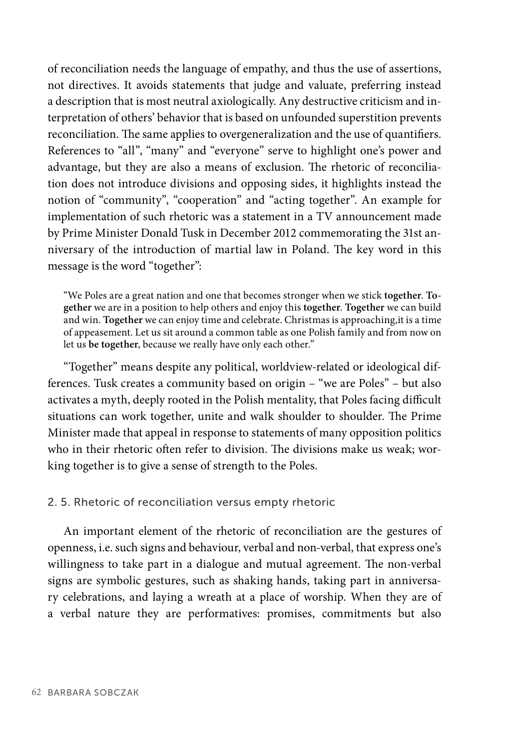of reconciliation needs the language of empathy, and thus the use of assertions, not directives. It avoids statements that judge and valuate, preferring instead a description that is most neutral axiologically. Any destructive criticism and interpretation of others' behavior that is based on unfounded superstition prevents reconciliation. The same applies to overgeneralization and the use of quantifiers. References to "all", "many" and "everyone" serve to highlight one's power and advantage, but they are also a means of exclusion. The rhetoric of reconciliation does not introduce divisions and opposing sides, it highlights instead the notion of "community", "cooperation" and "acting together". An example for implementation of such rhetoric was a statement in a TV announcement made by Prime Minister Donald Tusk in December 2012 commemorating the 31st anniversary of the introduction of martial law in Poland. The key word in this message is the word "together":

> "We Poles are a great nation and one that becomes stronger when we stick **together**. **Together** we are in a position to help others and enjoy this **together**. **Together** we can build and win. **Together** we can enjoy time and celebrate. Christmas is approaching,it is a time of appeasement. Let us sit around a common table as one Polish family and from now on let us **be together**, because we really have only each other."

"Together" means despite any political, worldview-related or ideological differences. Tusk creates a community based on origin – "we are Poles" – but also activates a myth, deeply rooted in the Polish mentality, that Poles facing difficult situations can work together, unite and walk shoulder to shoulder. The Prime Minister made that appeal in response to statements of many opposition politics who in their rhetoric often refer to division. The divisions make us weak; working together is to give a sense of strength to the Poles.

### 2. 5. Rhetoric of reconciliation versus empty rhetoric

An important element of the rhetoric of reconciliation are the gestures of openness, i.e. such signs and behaviour, verbal and non-verbal, that express one's willingness to take part in a dialogue and mutual agreement. The non-verbal signs are symbolic gestures, such as shaking hands, taking part in anniversary celebrations, and laying a wreath at a place of worship. When they are of a verbal nature they are performatives: promises, commitments but also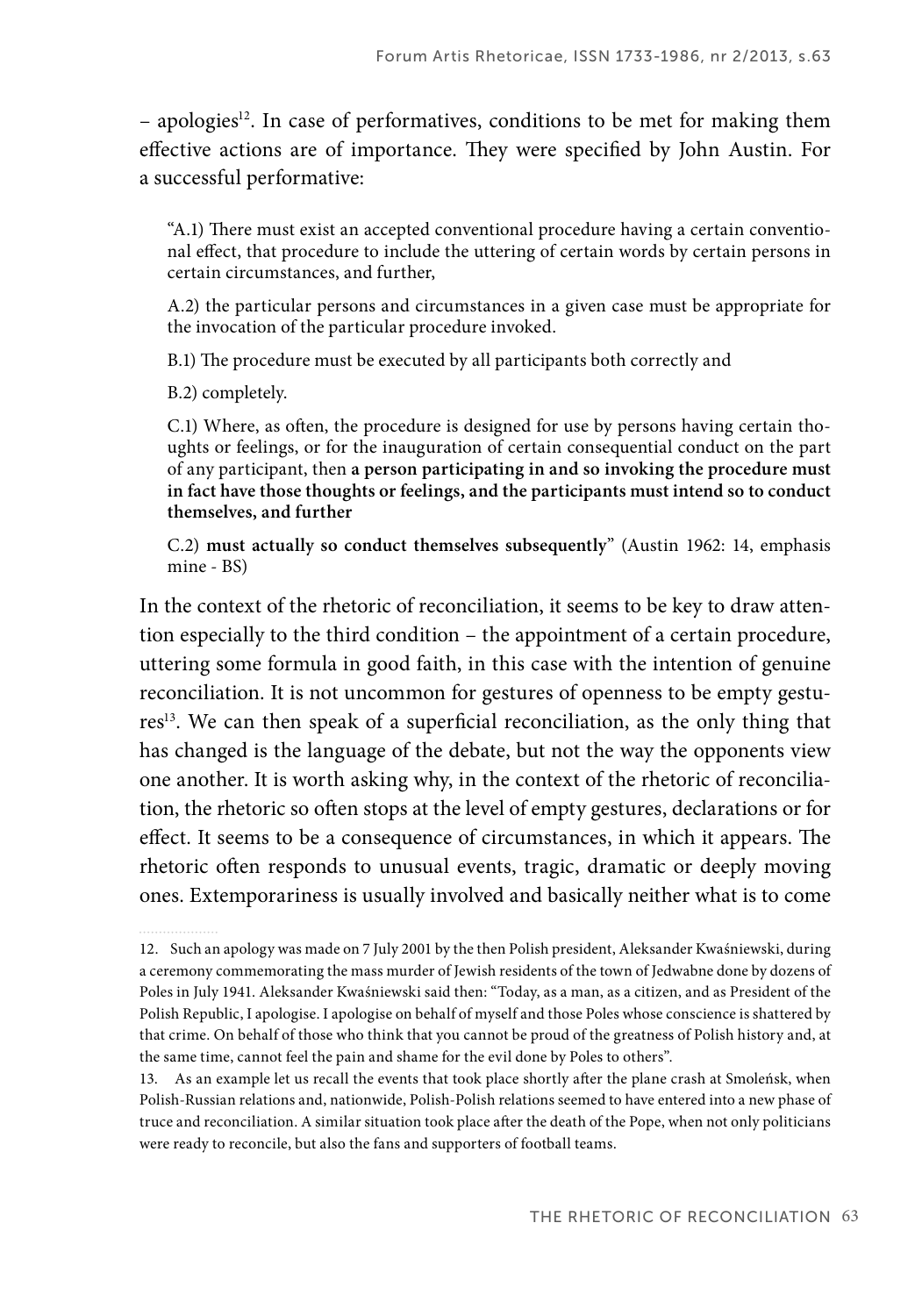– apologies[12]. In case of performatives, conditions to be met for making them effective actions are of importance. They were specified by John Austin. For a successful performative:

> "A.1) There must exist an accepted conventional procedure having a certain conventional effect, that procedure to include the uttering of certain words by certain persons in certain circumstances, and further,
>
> A.2) the particular persons and circumstances in a given case must be appropriate for the invocation of the particular procedure invoked.
>
> B.1) The procedure must be executed by all participants both correctly and
>
> B.2) completely.
>
> C.1) Where, as often, the procedure is designed for use by persons having certain thoughts or feelings, or for the inauguration of certain consequential conduct on the part of any participant, then **a person participating in and so invoking the procedure must in fact have those thoughts or feelings, and the participants must intend so to conduct themselves, and further**
>
> C.2) **must actually so conduct themselves subsequently**" (Austin 1962: 14, emphasis mine - BS)

In the context of the rhetoric of reconciliation, it seems to be key to draw attention especially to the third condition – the appointment of a certain procedure, uttering some formula in good faith, in this case with the intention of genuine reconciliation. It is not uncommon for gestures of openness to be empty gestures[13]. We can then speak of a superficial reconciliation, as the only thing that has changed is the language of the debate, but not the way the opponents view one another. It is worth asking why, in the context of the rhetoric of reconciliation, the rhetoric so often stops at the level of empty gestures, declarations or for effect. It seems to be a consequence of circumstances, in which it appears. The rhetoric often responds to unusual events, tragic, dramatic or deeply moving ones. Extemporariness is usually involved and basically neither what is to come

---

12. Such an apology was made on 7 July 2001 by the then Polish president, Aleksander Kwaśniewski, during a ceremony commemorating the mass murder of Jewish residents of the town of Jedwabne done by dozens of Poles in July 1941. Aleksander Kwaśniewski said then: "Today, as a man, as a citizen, and as President of the Polish Republic, I apologise. I apologise on behalf of myself and those Poles whose conscience is shattered by that crime. On behalf of those who think that you cannot be proud of the greatness of Polish history and, at the same time, cannot feel the pain and shame for the evil done by Poles to others".

13. As an example let us recall the events that took place shortly after the plane crash at Smoleńsk, when Polish-Russian relations and, nationwide, Polish-Polish relations seemed to have entered into a new phase of truce and reconciliation. A similar situation took place after the death of the Pope, when not only politicians were ready to reconcile, but also the fans and supporters of football teams.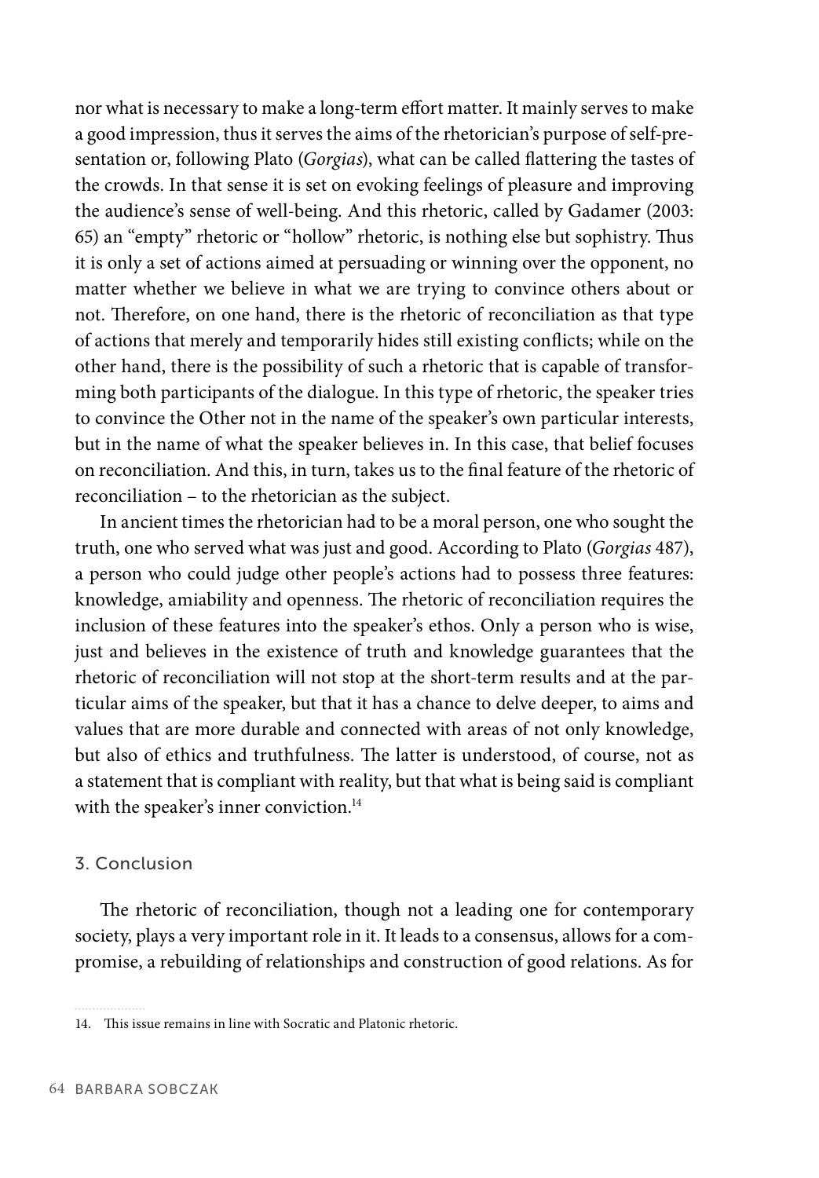nor what is necessary to make a long-term effort matter. It mainly serves to make a good impression, thus it serves the aims of the rhetorician's purpose of self-presentation or, following Plato (*Gorgias*), what can be called flattering the tastes of the crowds. In that sense it is set on evoking feelings of pleasure and improving the audience's sense of well-being. And this rhetoric, called by Gadamer (2003: 65) an "empty" rhetoric or "hollow" rhetoric, is nothing else but sophistry. Thus it is only a set of actions aimed at persuading or winning over the opponent, no matter whether we believe in what we are trying to convince others about or not. Therefore, on one hand, there is the rhetoric of reconciliation as that type of actions that merely and temporarily hides still existing conflicts; while on the other hand, there is the possibility of such a rhetoric that is capable of transforming both participants of the dialogue. In this type of rhetoric, the speaker tries to convince the Other not in the name of the speaker's own particular interests, but in the name of what the speaker believes in. In this case, that belief focuses on reconciliation. And this, in turn, takes us to the final feature of the rhetoric of reconciliation – to the rhetorician as the subject.

In ancient times the rhetorician had to be a moral person, one who sought the truth, one who served what was just and good. According to Plato (*Gorgias* 487), a person who could judge other people's actions had to possess three features: knowledge, amiability and openness. The rhetoric of reconciliation requires the inclusion of these features into the speaker's ethos. Only a person who is wise, just and believes in the existence of truth and knowledge guarantees that the rhetoric of reconciliation will not stop at the short-term results and at the particular aims of the speaker, but that it has a chance to delve deeper, to aims and values that are more durable and connected with areas of not only knowledge, but also of ethics and truthfulness. The latter is understood, of course, not as a statement that is compliant with reality, but that what is being said is compliant with the speaker's inner conviction.[14]

## 3. Conclusion

The rhetoric of reconciliation, though not a leading one for contemporary society, plays a very important role in it. It leads to a consensus, allows for a compromise, a rebuilding of relationships and construction of good relations. As for

14. This issue remains in line with Socratic and Platonic rhetoric.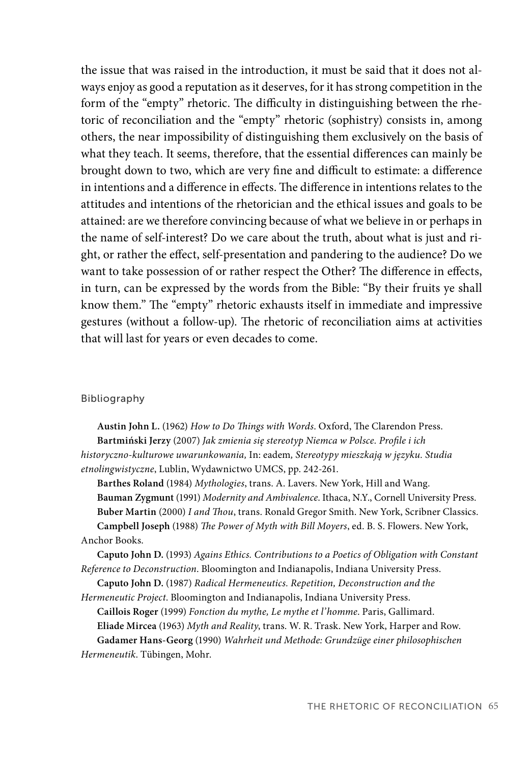the issue that was raised in the introduction, it must be said that it does not always enjoy as good a reputation as it deserves, for it has strong competition in the form of the "empty" rhetoric. The difficulty in distinguishing between the rhetoric of reconciliation and the "empty" rhetoric (sophistry) consists in, among others, the near impossibility of distinguishing them exclusively on the basis of what they teach. It seems, therefore, that the essential differences can mainly be brought down to two, which are very fine and difficult to estimate: a difference in intentions and a difference in effects. The difference in intentions relates to the attitudes and intentions of the rhetorician and the ethical issues and goals to be attained: are we therefore convincing because of what we believe in or perhaps in the name of self-interest? Do we care about the truth, about what is just and right, or rather the effect, self-presentation and pandering to the audience? Do we want to take possession of or rather respect the Other? The difference in effects, in turn, can be expressed by the words from the Bible: "By their fruits ye shall know them." The "empty" rhetoric exhausts itself in immediate and impressive gestures (without a follow-up). The rhetoric of reconciliation aims at activities that will last for years or even decades to come.

## Bibliography

**Austin John L.** (1962) *How to Do Things with Words*. Oxford, The Clarendon Press.

**Bartmiński Jerzy** (2007) *Jak zmienia się stereotyp Niemca w Polsce. Profile i ich historyczno-kulturowe uwarunkowania,* In: eadem*, Stereotypy mieszkają w języku. Studia etnolingwistyczne*, Lublin, Wydawnictwo UMCS, pp. 242-261.

**Barthes Roland** (1984) *Mythologies*, trans. A. Lavers. New York, Hill and Wang.

**Bauman Zygmunt** (1991) *Modernity and Ambivalence*. Ithaca, N.Y., Cornell University Press.

**Buber Martin** (2000) *I and Thou*, trans. Ronald Gregor Smith. New York, Scribner Classics.

**Campbell Joseph** (1988) *The Power of Myth with Bill Moyers*, ed. B. S. Flowers. New York, Anchor Books.

**Caputo John D.** (1993) *Agains Ethics. Contributions to a Poetics of Obligation with Constant Reference to Deconstruction*. Bloomington and Indianapolis, Indiana University Press.

**Caputo John D.** (1987) *Radical Hermeneutics. Repetition, Deconstruction and the Hermeneutic Project*. Bloomington and Indianapolis, Indiana University Press.

**Caillois Roger** (1999) *Fonction du mythe, Le mythe et l'homme*. Paris, Gallimard.

**Eliade Mircea** (1963) *Myth and Reality*, trans. W. R. Trask. New York, Harper and Row.

**Gadamer Hans-Georg** (1990) *Wahrheit und Methode: Grundzüge einer philosophischen Hermeneutik*. Tübingen, Mohr.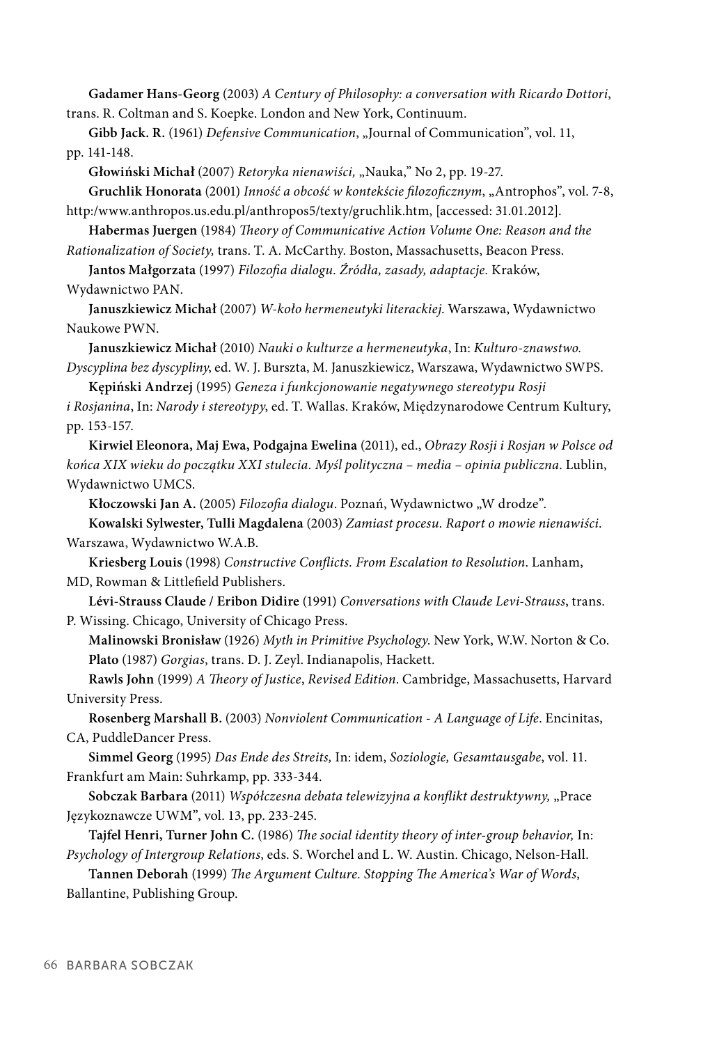**Gadamer Hans-Georg** (2003) *A Century of Philosophy: a conversation with Ricardo Dottori*, trans. R. Coltman and S. Koepke. London and New York, Continuum.

**Gibb Jack. R.** (1961) *Defensive Communication*, „Journal of Communication", vol. 11, pp. 141-148.

**Głowiński Michał** (2007) *Retoryka nienawiści,* „Nauka," No 2, pp. 19-27.

**Gruchlik Honorata** (2001) *Inność a obcość w kontekście filozoficznym*, „Antrophos", vol. 7-8, http:/www.anthropos.us.edu.pl/anthropos5/texty/gruchlik.htm, [accessed: 31.01.2012].

**Habermas Juergen** (1984) *Theory of Communicative Action Volume One: Reason and the Rationalization of Society,* trans. T. A. McCarthy. Boston, Massachusetts, Beacon Press.

**Jantos Małgorzata** (1997) *Filozofia dialogu. Źródła, zasady, adaptacje.* Kraków, Wydawnictwo PAN.

**Januszkiewicz Michał** (2007) *W-koło hermeneutyki literackiej.* Warszawa, Wydawnictwo Naukowe PWN.

**Januszkiewicz Michał** (2010) *Nauki o kulturze a hermeneutyka*, In: *Kulturo-znawstwo. Dyscyplina bez dyscypliny*, ed. W. J. Burszta, M. Januszkiewicz, Warszawa, Wydawnictwo SWPS.

**Kępiński Andrzej** (1995) *Geneza i funkcjonowanie negatywnego stereotypu Rosji i Rosjanina*, In: *Narody i stereotypy*, ed. T. Wallas. Kraków, Międzynarodowe Centrum Kultury, pp. 153-157.

**Kirwiel Eleonora, Maj Ewa, Podgajna Ewelina** (2011), ed., *Obrazy Rosji i Rosjan w Polsce od końca XIX wieku do początku XXI stulecia. Myśl polityczna – media – opinia publiczna*. Lublin, Wydawnictwo UMCS.

**Kłoczowski Jan A.** (2005) *Filozofia dialogu*. Poznań, Wydawnictwo „W drodze".

**Kowalski Sylwester, Tulli Magdalena** (2003) *Zamiast procesu. Raport o mowie nienawiści.* Warszawa, Wydawnictwo W.A.B.

**Kriesberg Louis** (1998) *Constructive Conflicts. From Escalation to Resolution*. Lanham, MD, Rowman & Littlefield Publishers.

**Lévi-Strauss Claude / Eribon Didire** (1991) *Conversations with Claude Levi-Strauss*, trans. P. Wissing. Chicago, University of Chicago Press.

**Malinowski Bronisław** (1926) *Myth in Primitive Psychology*. New York, W.W. Norton & Co.

**Plato** (1987) *Gorgias*, trans. D. J. Zeyl. Indianapolis, Hackett.

**Rawls John** (1999) *A Theory of Justice*, *Revised Edition*. Cambridge, Massachusetts, Harvard University Press.

**Rosenberg Marshall B.** (2003) *Nonviolent Communication - A Language of Life*. Encinitas, CA, PuddleDancer Press.

**Simmel Georg** (1995) *Das Ende des Streits,* In: idem, *Soziologie, Gesamtausgabe*, vol. 11. Frankfurt am Main: Suhrkamp, pp. 333-344.

**Sobczak Barbara** (2011) *Współczesna debata telewizyjna a konflikt destruktywny,* „Prace Językoznawcze UWM", vol. 13, pp. 233-245.

**Tajfel Henri, Turner John C.** (1986) *The social identity theory of inter-group behavior,* In: *Psychology of Intergroup Relations*, eds. S. Worchel and L. W. Austin. Chicago, Nelson-Hall.

**Tannen Deborah** (1999) *The Argument Culture. Stopping The America's War of Words*, Ballantine, Publishing Group.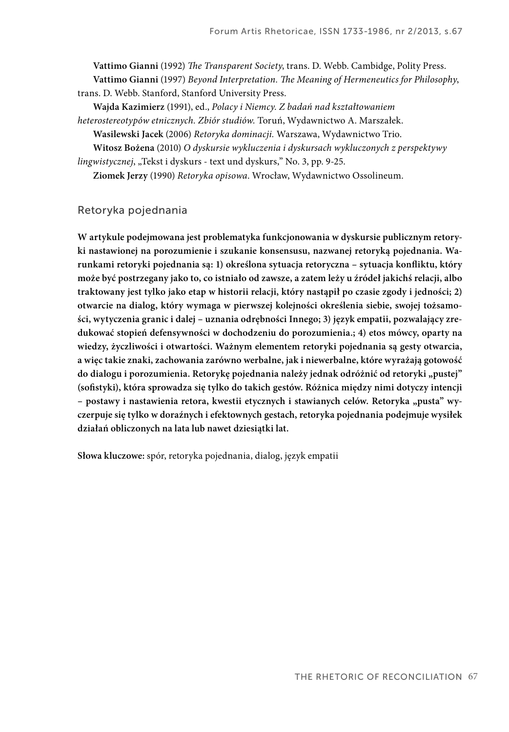**Vattimo Gianni** (1992) *The Transparent Society*, trans. D. Webb. Cambidge, Polity Press.

**Vattimo Gianni** (1997) *Beyond Interpretation. The Meaning of Hermeneutics for Philosophy*, trans. D. Webb. Stanford, Stanford University Press.

**Wajda Kazimierz** (1991), ed., *Polacy i Niemcy. Z badań nad kształtowaniem heterostereotypów etnicznych. Zbiór studiów.* Toruń, Wydawnictwo A. Marszałek.

**Wasilewski Jacek** (2006) *Retoryka dominacji.* Warszawa, Wydawnictwo Trio.

**Witosz Bożena** (2010) *O dyskursie wykluczenia i dyskursach wykluczonych z perspektywy lingwistycznej*, „Tekst i dyskurs - text und dyskurs," No. 3, pp. 9-25.

**Ziomek Jerzy** (1990) *Retoryka opisowa*. Wrocław, Wydawnictwo Ossolineum.

## Retoryka pojednania

**W artykule podejmowana jest problematyka funkcjonowania w dyskursie publicznym retoryki nastawionej na porozumienie i szukanie konsensusu, nazwanej retoryką pojednania. Warunkami retoryki pojednania są: 1) określona sytuacja retoryczna – sytuacja konfliktu, który może być postrzegany jako to, co istniało od zawsze, a zatem leży u źródeł jakichś relacji, albo traktowany jest tylko jako etap w historii relacji, który nastąpił po czasie zgody i jedności; 2) otwarcie na dialog, który wymaga w pierwszej kolejności określenia siebie, swojej tożsamości, wytyczenia granic i dalej – uznania odrębności Innego; 3) język empatii, pozwalający zredukować stopień defensywności w dochodzeniu do porozumienia.; 4) etos mówcy, oparty na wiedzy, życzliwości i otwartości. Ważnym elementem retoryki pojednania są gesty otwarcia, a więc takie znaki, zachowania zarówno werbalne, jak i niewerbalne, które wyrażają gotowość do dialogu i porozumienia. Retorykę pojednania należy jednak odróżnić od retoryki „pustej" (sofistyki), która sprowadza się tylko do takich gestów. Różnica między nimi dotyczy intencji – postawy i nastawienia retora, kwestii etycznych i stawianych celów. Retoryka „pusta" wyczerpuje się tylko w doraźnych i efektownych gestach, retoryka pojednania podejmuje wysiłek działań obliczonych na lata lub nawet dziesiątki lat.**

**Słowa kluczowe:** spór, retoryka pojednania, dialog, język empatii